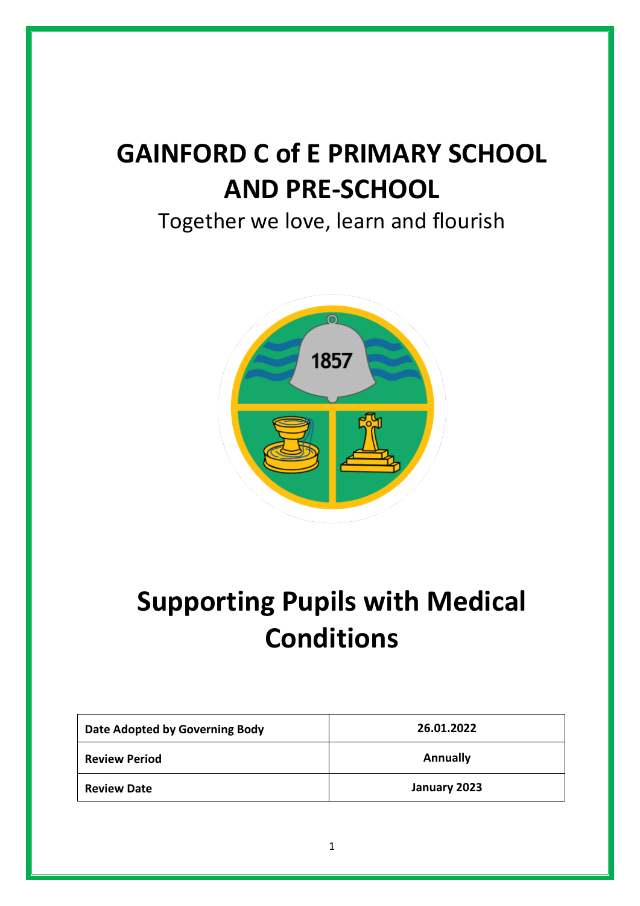# GAINFORD C of E PRIMARY SCHOOL AND PRE-SCHOOL

Together we love, learn and flourish

# Supporting Pupils with Medical Conditions

| Date Adopted by Governing Body | 26.01.2022 |
|---|---|
| Review Period | Annually |
| Review Date | January 2023 |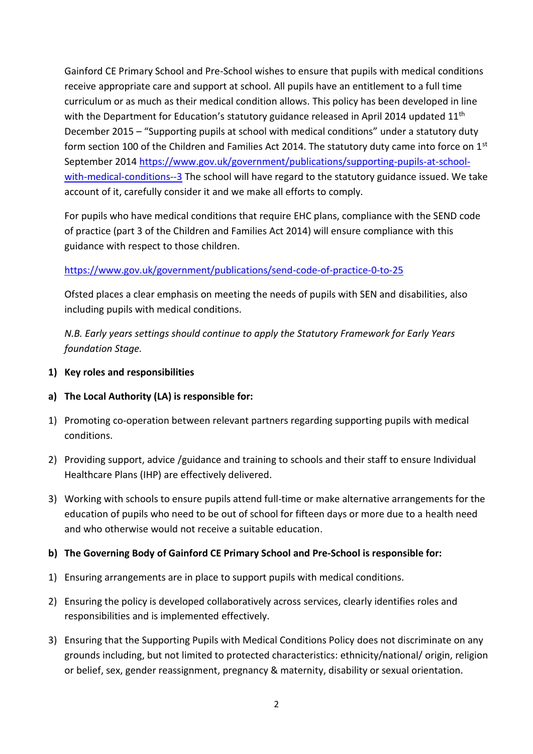Gainford CE Primary School and Pre-School wishes to ensure that pupils with medical conditions receive appropriate care and support at school. All pupils have an entitlement to a full time curriculum or as much as their medical condition allows. This policy has been developed in line with the Department for Education's statutory guidance released in April 2014 updated 11th December 2015 – "Supporting pupils at school with medical conditions" under a statutory duty form section 100 of the Children and Families Act 2014. The statutory duty came into force on 1st September 2014 [https://www.gov.uk/government/publications/supporting-pupils-at-school-with-medical-conditions--3](https://www.gov.uk/government/publications/supporting-pupils-at-school-with-medical-conditions--3) The school will have regard to the statutory guidance issued. We take account of it, carefully consider it and we make all efforts to comply.

For pupils who have medical conditions that require EHC plans, compliance with the SEND code of practice (part 3 of the Children and Families Act 2014) will ensure compliance with this guidance with respect to those children.

[https://www.gov.uk/government/publications/send-code-of-practice-0-to-25](https://www.gov.uk/government/publications/send-code-of-practice-0-to-25)

Ofsted places a clear emphasis on meeting the needs of pupils with SEN and disabilities, also including pupils with medical conditions.

*N.B. Early years settings should continue to apply the Statutory Framework for Early Years foundation Stage.*

## 1) Key roles and responsibilities

### a) The Local Authority (LA) is responsible for:

1) Promoting co-operation between relevant partners regarding supporting pupils with medical conditions.
2) Providing support, advice /guidance and training to schools and their staff to ensure Individual Healthcare Plans (IHP) are effectively delivered.
3) Working with schools to ensure pupils attend full-time or make alternative arrangements for the education of pupils who need to be out of school for fifteen days or more due to a health need and who otherwise would not receive a suitable education.

### b) The Governing Body of Gainford CE Primary School and Pre-School is responsible for:

1) Ensuring arrangements are in place to support pupils with medical conditions.
2) Ensuring the policy is developed collaboratively across services, clearly identifies roles and responsibilities and is implemented effectively.
3) Ensuring that the Supporting Pupils with Medical Conditions Policy does not discriminate on any grounds including, but not limited to protected characteristics: ethnicity/national/ origin, religion or belief, sex, gender reassignment, pregnancy & maternity, disability or sexual orientation.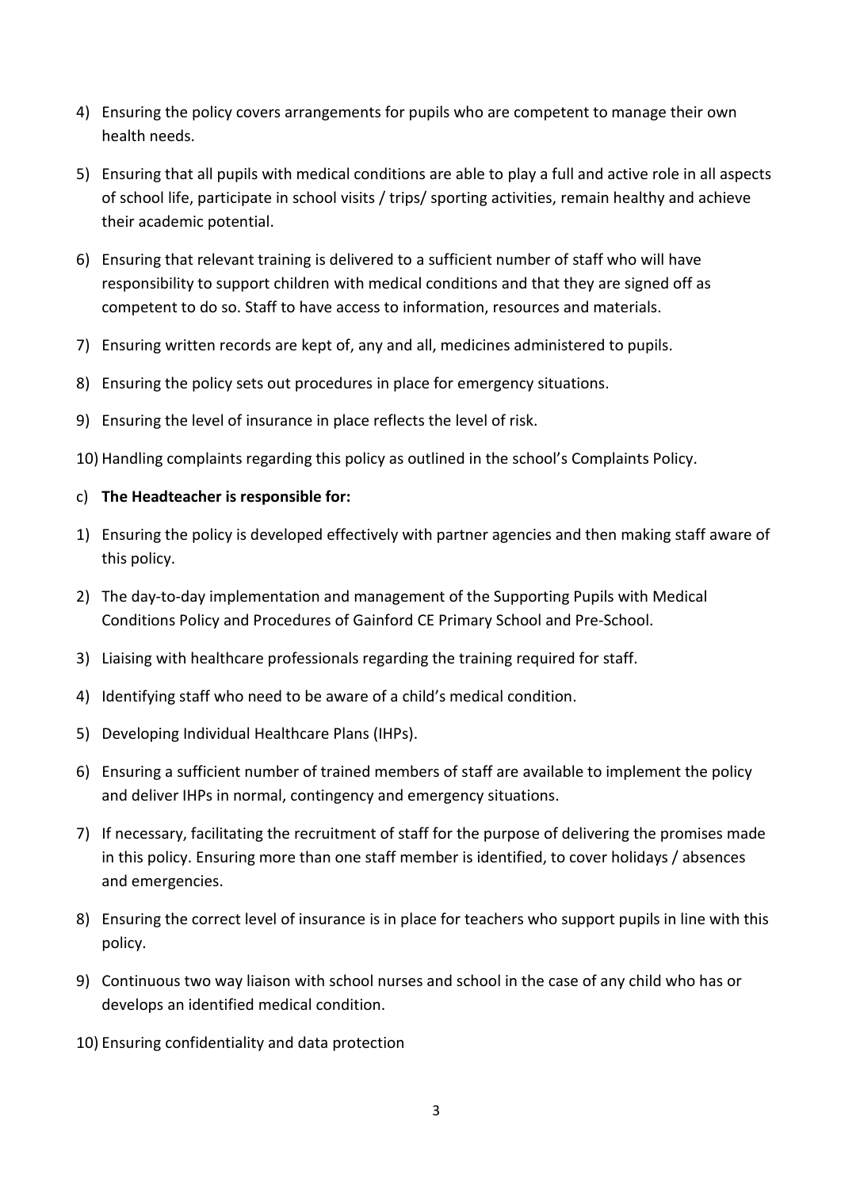4) Ensuring the policy covers arrangements for pupils who are competent to manage their own health needs.
5) Ensuring that all pupils with medical conditions are able to play a full and active role in all aspects of school life, participate in school visits / trips/ sporting activities, remain healthy and achieve their academic potential.
6) Ensuring that relevant training is delivered to a sufficient number of staff who will have responsibility to support children with medical conditions and that they are signed off as competent to do so. Staff to have access to information, resources and materials.
7) Ensuring written records are kept of, any and all, medicines administered to pupils.
8) Ensuring the policy sets out procedures in place for emergency situations.
9) Ensuring the level of insurance in place reflects the level of risk.
10) Handling complaints regarding this policy as outlined in the school's Complaints Policy.

c) **The Headteacher is responsible for:**

1) Ensuring the policy is developed effectively with partner agencies and then making staff aware of this policy.
2) The day-to-day implementation and management of the Supporting Pupils with Medical Conditions Policy and Procedures of Gainford CE Primary School and Pre-School.
3) Liaising with healthcare professionals regarding the training required for staff.
4) Identifying staff who need to be aware of a child's medical condition.
5) Developing Individual Healthcare Plans (IHPs).
6) Ensuring a sufficient number of trained members of staff are available to implement the policy and deliver IHPs in normal, contingency and emergency situations.
7) If necessary, facilitating the recruitment of staff for the purpose of delivering the promises made in this policy. Ensuring more than one staff member is identified, to cover holidays / absences and emergencies.
8) Ensuring the correct level of insurance is in place for teachers who support pupils in line with this policy.
9) Continuous two way liaison with school nurses and school in the case of any child who has or develops an identified medical condition.
10) Ensuring confidentiality and data protection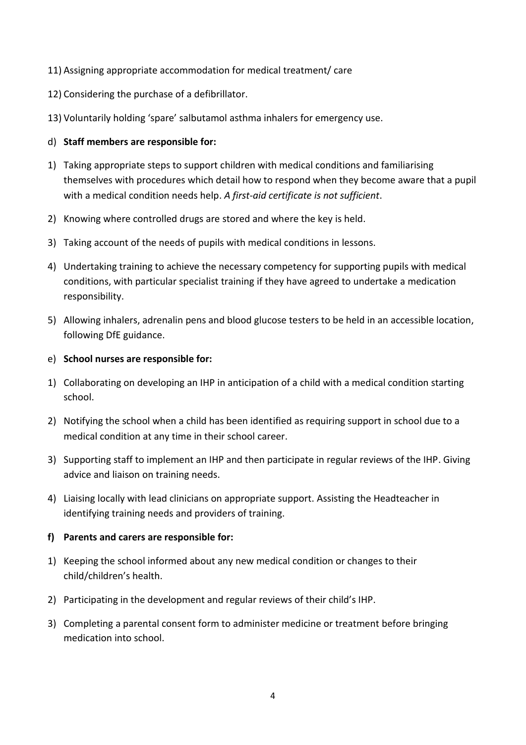11) Assigning appropriate accommodation for medical treatment/ care

12) Considering the purchase of a defibrillator.

13) Voluntarily holding 'spare' salbutamol asthma inhalers for emergency use.

d) **Staff members are responsible for:**

1) Taking appropriate steps to support children with medical conditions and familiarising themselves with procedures which detail how to respond when they become aware that a pupil with a medical condition needs help. *A first-aid certificate is not sufficient*.

2) Knowing where controlled drugs are stored and where the key is held.

3) Taking account of the needs of pupils with medical conditions in lessons.

4) Undertaking training to achieve the necessary competency for supporting pupils with medical conditions, with particular specialist training if they have agreed to undertake a medication responsibility.

5) Allowing inhalers, adrenalin pens and blood glucose testers to be held in an accessible location, following DfE guidance.

e) **School nurses are responsible for:**

1) Collaborating on developing an IHP in anticipation of a child with a medical condition starting school.

2) Notifying the school when a child has been identified as requiring support in school due to a medical condition at any time in their school career.

3) Supporting staff to implement an IHP and then participate in regular reviews of the IHP. Giving advice and liaison on training needs.

4) Liaising locally with lead clinicians on appropriate support. Assisting the Headteacher in identifying training needs and providers of training.

**f) Parents and carers are responsible for:**

1) Keeping the school informed about any new medical condition or changes to their child/children's health.

2) Participating in the development and regular reviews of their child's IHP.

3) Completing a parental consent form to administer medicine or treatment before bringing medication into school.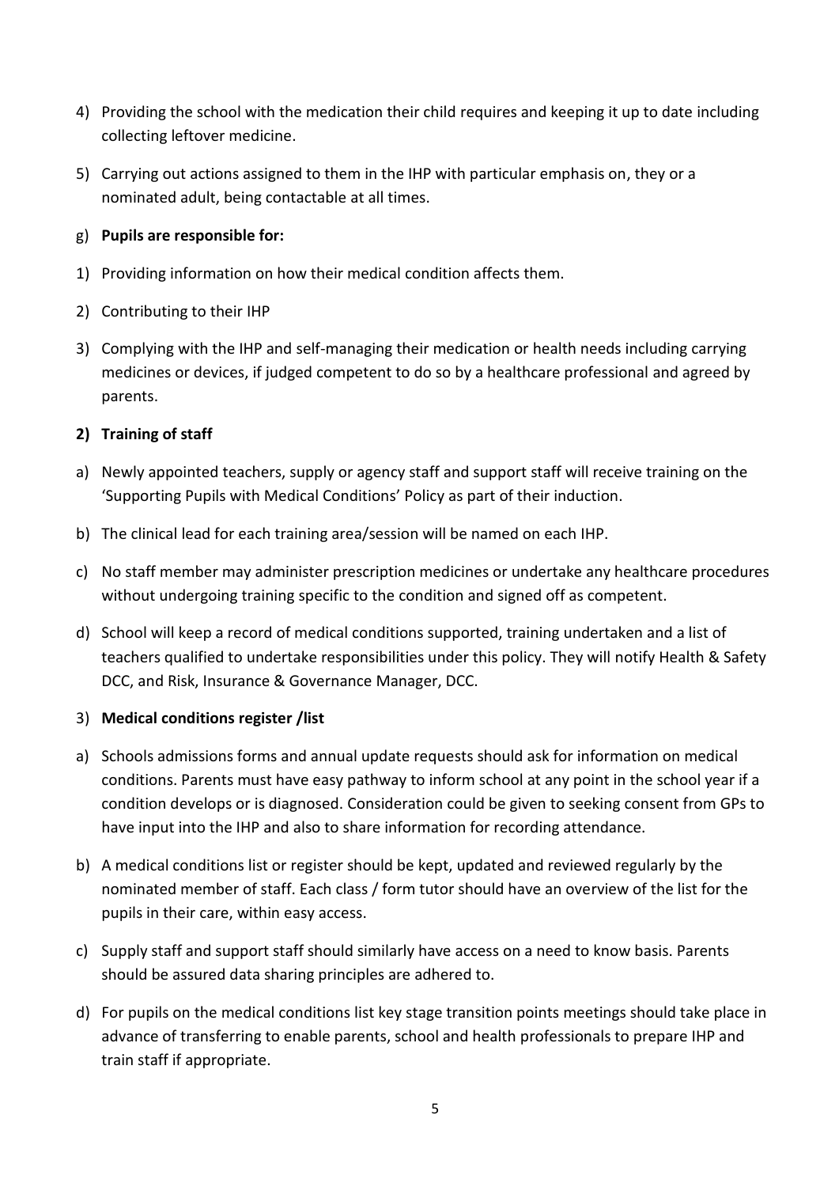4) Providing the school with the medication their child requires and keeping it up to date including collecting leftover medicine.

5) Carrying out actions assigned to them in the IHP with particular emphasis on, they or a nominated adult, being contactable at all times.

g) **Pupils are responsible for:**

1) Providing information on how their medical condition affects them.

2) Contributing to their IHP

3) Complying with the IHP and self-managing their medication or health needs including carrying medicines or devices, if judged competent to do so by a healthcare professional and agreed by parents.

**2) Training of staff**

a) Newly appointed teachers, supply or agency staff and support staff will receive training on the 'Supporting Pupils with Medical Conditions' Policy as part of their induction.

b) The clinical lead for each training area/session will be named on each IHP.

c) No staff member may administer prescription medicines or undertake any healthcare procedures without undergoing training specific to the condition and signed off as competent.

d) School will keep a record of medical conditions supported, training undertaken and a list of teachers qualified to undertake responsibilities under this policy. They will notify Health & Safety DCC, and Risk, Insurance & Governance Manager, DCC.

3) **Medical conditions register /list**

a) Schools admissions forms and annual update requests should ask for information on medical conditions. Parents must have easy pathway to inform school at any point in the school year if a condition develops or is diagnosed. Consideration could be given to seeking consent from GPs to have input into the IHP and also to share information for recording attendance.

b) A medical conditions list or register should be kept, updated and reviewed regularly by the nominated member of staff. Each class / form tutor should have an overview of the list for the pupils in their care, within easy access.

c) Supply staff and support staff should similarly have access on a need to know basis. Parents should be assured data sharing principles are adhered to.

d) For pupils on the medical conditions list key stage transition points meetings should take place in advance of transferring to enable parents, school and health professionals to prepare IHP and train staff if appropriate.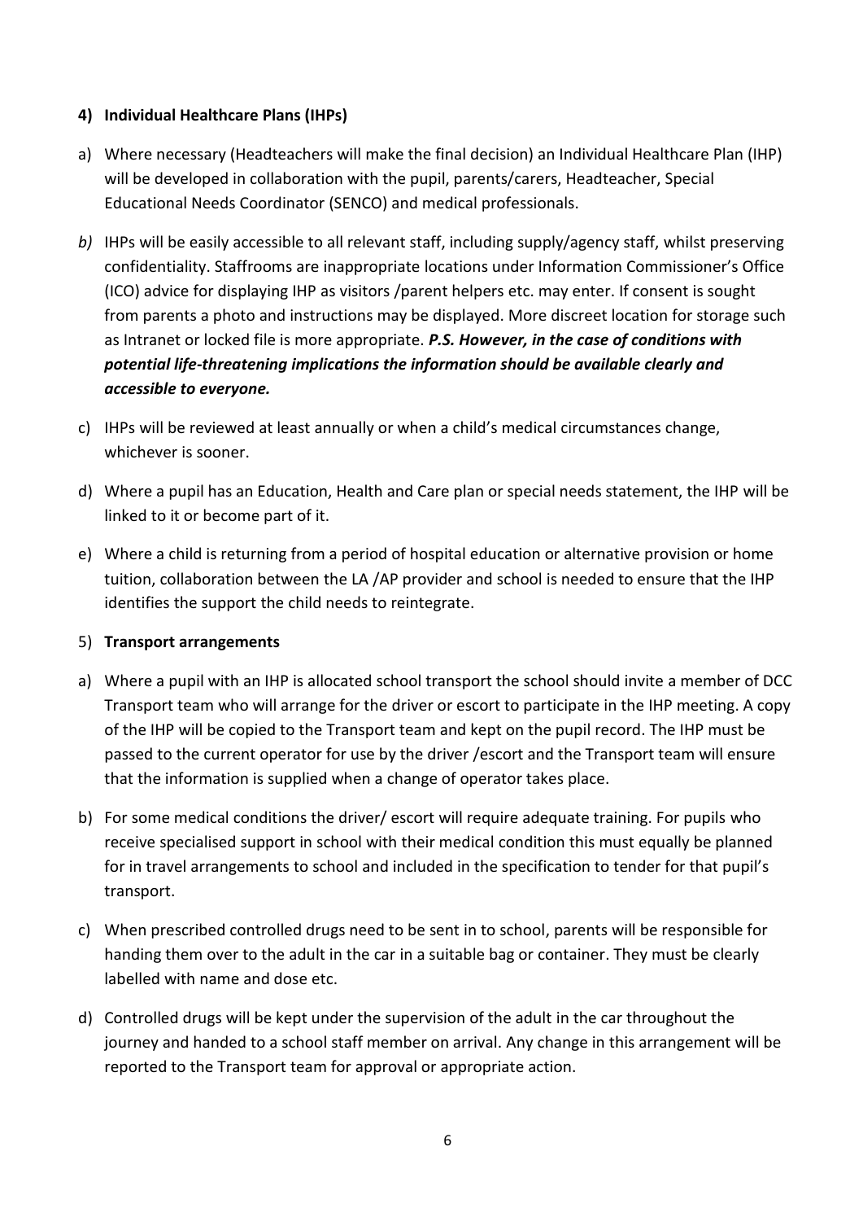## 4) Individual Healthcare Plans (IHPs)

a) Where necessary (Headteachers will make the final decision) an Individual Healthcare Plan (IHP) will be developed in collaboration with the pupil, parents/carers, Headteacher, Special Educational Needs Coordinator (SENCO) and medical professionals.

*b)* IHPs will be easily accessible to all relevant staff, including supply/agency staff, whilst preserving confidentiality. Staffrooms are inappropriate locations under Information Commissioner's Office (ICO) advice for displaying IHP as visitors /parent helpers etc. may enter. If consent is sought from parents a photo and instructions may be displayed. More discreet location for storage such as Intranet or locked file is more appropriate. ***P.S. However, in the case of conditions with potential life-threatening implications the information should be available clearly and accessible to everyone.***

c) IHPs will be reviewed at least annually or when a child's medical circumstances change, whichever is sooner.

d) Where a pupil has an Education, Health and Care plan or special needs statement, the IHP will be linked to it or become part of it.

e) Where a child is returning from a period of hospital education or alternative provision or home tuition, collaboration between the LA /AP provider and school is needed to ensure that the IHP identifies the support the child needs to reintegrate.

## 5) Transport arrangements

a) Where a pupil with an IHP is allocated school transport the school should invite a member of DCC Transport team who will arrange for the driver or escort to participate in the IHP meeting. A copy of the IHP will be copied to the Transport team and kept on the pupil record. The IHP must be passed to the current operator for use by the driver /escort and the Transport team will ensure that the information is supplied when a change of operator takes place.

b) For some medical conditions the driver/ escort will require adequate training. For pupils who receive specialised support in school with their medical condition this must equally be planned for in travel arrangements to school and included in the specification to tender for that pupil's transport.

c) When prescribed controlled drugs need to be sent in to school, parents will be responsible for handing them over to the adult in the car in a suitable bag or container. They must be clearly labelled with name and dose etc.

d) Controlled drugs will be kept under the supervision of the adult in the car throughout the journey and handed to a school staff member on arrival. Any change in this arrangement will be reported to the Transport team for approval or appropriate action.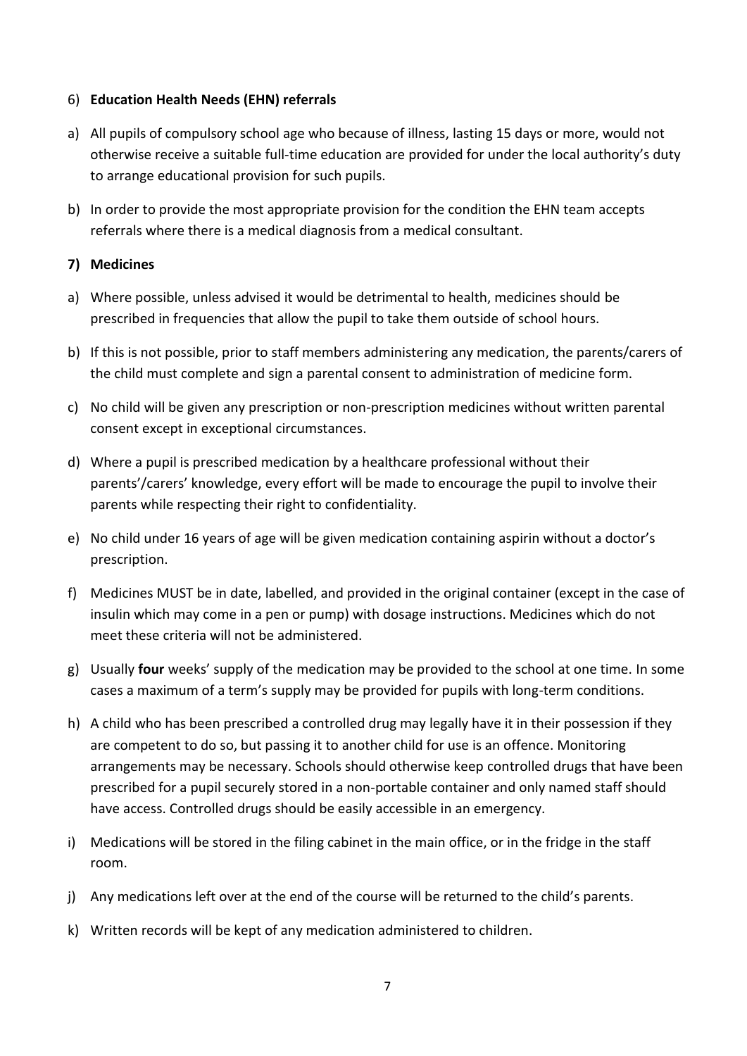## 6) **Education Health Needs (EHN) referrals**

a) All pupils of compulsory school age who because of illness, lasting 15 days or more, would not otherwise receive a suitable full-time education are provided for under the local authority's duty to arrange educational provision for such pupils.

b) In order to provide the most appropriate provision for the condition the EHN team accepts referrals where there is a medical diagnosis from a medical consultant.

## **7) Medicines**

a) Where possible, unless advised it would be detrimental to health, medicines should be prescribed in frequencies that allow the pupil to take them outside of school hours.

b) If this is not possible, prior to staff members administering any medication, the parents/carers of the child must complete and sign a parental consent to administration of medicine form.

c) No child will be given any prescription or non-prescription medicines without written parental consent except in exceptional circumstances.

d) Where a pupil is prescribed medication by a healthcare professional without their parents'/carers' knowledge, every effort will be made to encourage the pupil to involve their parents while respecting their right to confidentiality.

e) No child under 16 years of age will be given medication containing aspirin without a doctor's prescription.

f) Medicines MUST be in date, labelled, and provided in the original container (except in the case of insulin which may come in a pen or pump) with dosage instructions. Medicines which do not meet these criteria will not be administered.

g) Usually **four** weeks' supply of the medication may be provided to the school at one time. In some cases a maximum of a term's supply may be provided for pupils with long-term conditions.

h) A child who has been prescribed a controlled drug may legally have it in their possession if they are competent to do so, but passing it to another child for use is an offence. Monitoring arrangements may be necessary. Schools should otherwise keep controlled drugs that have been prescribed for a pupil securely stored in a non-portable container and only named staff should have access. Controlled drugs should be easily accessible in an emergency.

i) Medications will be stored in the filing cabinet in the main office, or in the fridge in the staff room.

j) Any medications left over at the end of the course will be returned to the child's parents.

k) Written records will be kept of any medication administered to children.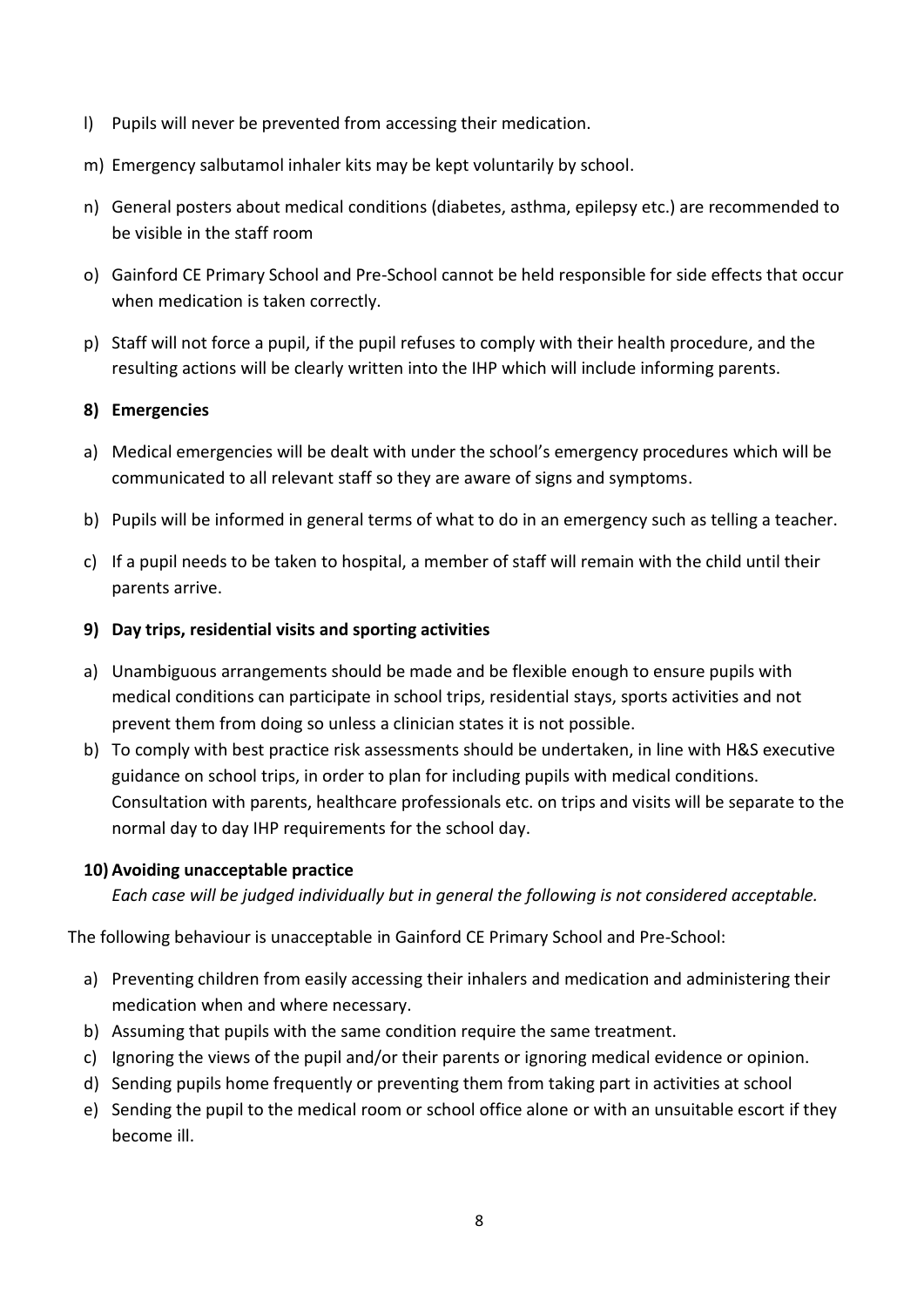l) Pupils will never be prevented from accessing their medication.

m) Emergency salbutamol inhaler kits may be kept voluntarily by school.

n) General posters about medical conditions (diabetes, asthma, epilepsy etc.) are recommended to be visible in the staff room

o) Gainford CE Primary School and Pre-School cannot be held responsible for side effects that occur when medication is taken correctly.

p) Staff will not force a pupil, if the pupil refuses to comply with their health procedure, and the resulting actions will be clearly written into the IHP which will include informing parents.

**8) Emergencies**

a) Medical emergencies will be dealt with under the school's emergency procedures which will be communicated to all relevant staff so they are aware of signs and symptoms.

b) Pupils will be informed in general terms of what to do in an emergency such as telling a teacher.

c) If a pupil needs to be taken to hospital, a member of staff will remain with the child until their parents arrive.

**9) Day trips, residential visits and sporting activities**

a) Unambiguous arrangements should be made and be flexible enough to ensure pupils with medical conditions can participate in school trips, residential stays, sports activities and not prevent them from doing so unless a clinician states it is not possible.

b) To comply with best practice risk assessments should be undertaken, in line with H&S executive guidance on school trips, in order to plan for including pupils with medical conditions. Consultation with parents, healthcare professionals etc. on trips and visits will be separate to the normal day to day IHP requirements for the school day.

**10) Avoiding unacceptable practice**

*Each case will be judged individually but in general the following is not considered acceptable.*

The following behaviour is unacceptable in Gainford CE Primary School and Pre-School:

a) Preventing children from easily accessing their inhalers and medication and administering their medication when and where necessary.
b) Assuming that pupils with the same condition require the same treatment.
c) Ignoring the views of the pupil and/or their parents or ignoring medical evidence or opinion.
d) Sending pupils home frequently or preventing them from taking part in activities at school
e) Sending the pupil to the medical room or school office alone or with an unsuitable escort if they become ill.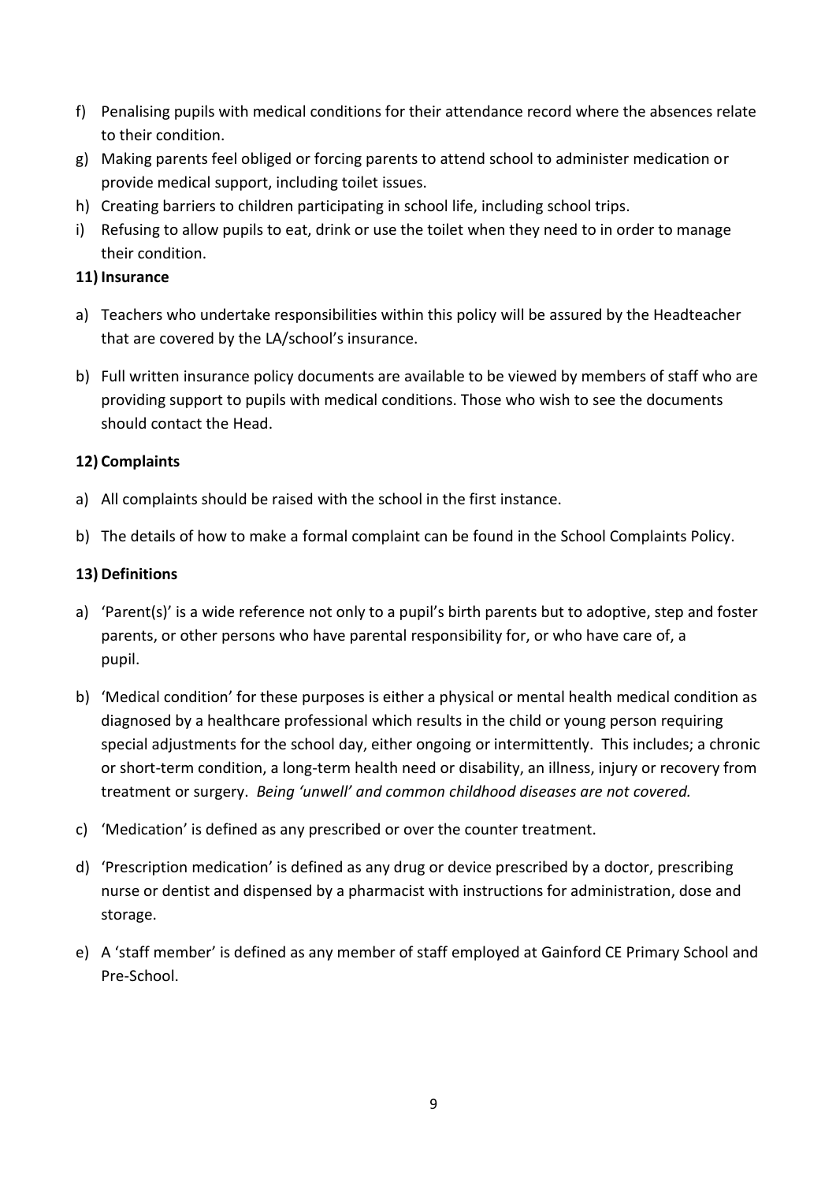f) Penalising pupils with medical conditions for their attendance record where the absences relate to their condition.
g) Making parents feel obliged or forcing parents to attend school to administer medication or provide medical support, including toilet issues.
h) Creating barriers to children participating in school life, including school trips.
i) Refusing to allow pupils to eat, drink or use the toilet when they need to in order to manage their condition.

**11) Insurance**

a) Teachers who undertake responsibilities within this policy will be assured by the Headteacher that are covered by the LA/school's insurance.

b) Full written insurance policy documents are available to be viewed by members of staff who are providing support to pupils with medical conditions. Those who wish to see the documents should contact the Head.

**12) Complaints**

a) All complaints should be raised with the school in the first instance.

b) The details of how to make a formal complaint can be found in the School Complaints Policy.

**13) Definitions**

a) 'Parent(s)' is a wide reference not only to a pupil's birth parents but to adoptive, step and foster parents, or other persons who have parental responsibility for, or who have care of, a pupil.

b) 'Medical condition' for these purposes is either a physical or mental health medical condition as diagnosed by a healthcare professional which results in the child or young person requiring special adjustments for the school day, either ongoing or intermittently. This includes; a chronic or short-term condition, a long-term health need or disability, an illness, injury or recovery from treatment or surgery. *Being 'unwell' and common childhood diseases are not covered.*

c) 'Medication' is defined as any prescribed or over the counter treatment.

d) 'Prescription medication' is defined as any drug or device prescribed by a doctor, prescribing nurse or dentist and dispensed by a pharmacist with instructions for administration, dose and storage.

e) A 'staff member' is defined as any member of staff employed at Gainford CE Primary School and Pre-School.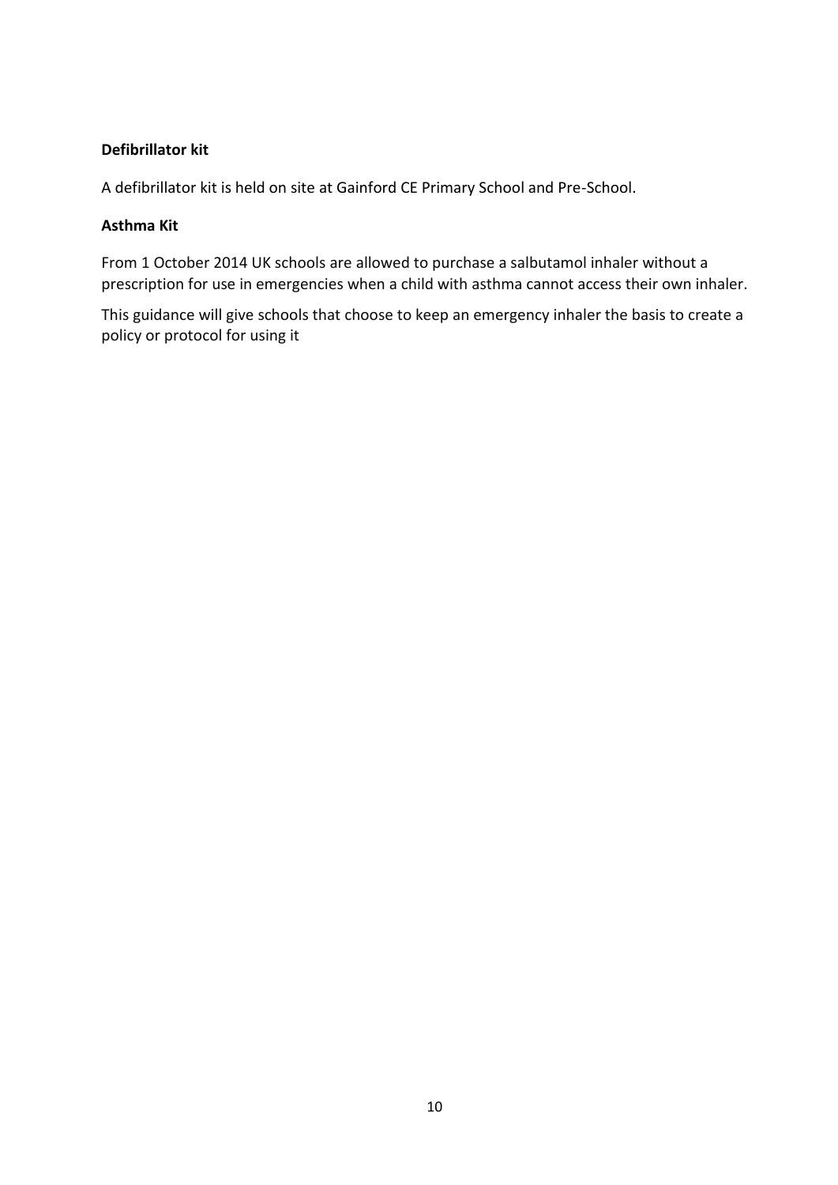**Defibrillator kit**

A defibrillator kit is held on site at Gainford CE Primary School and Pre-School.

**Asthma Kit**

From 1 October 2014 UK schools are allowed to purchase a salbutamol inhaler without a prescription for use in emergencies when a child with asthma cannot access their own inhaler.

This guidance will give schools that choose to keep an emergency inhaler the basis to create a policy or protocol for using it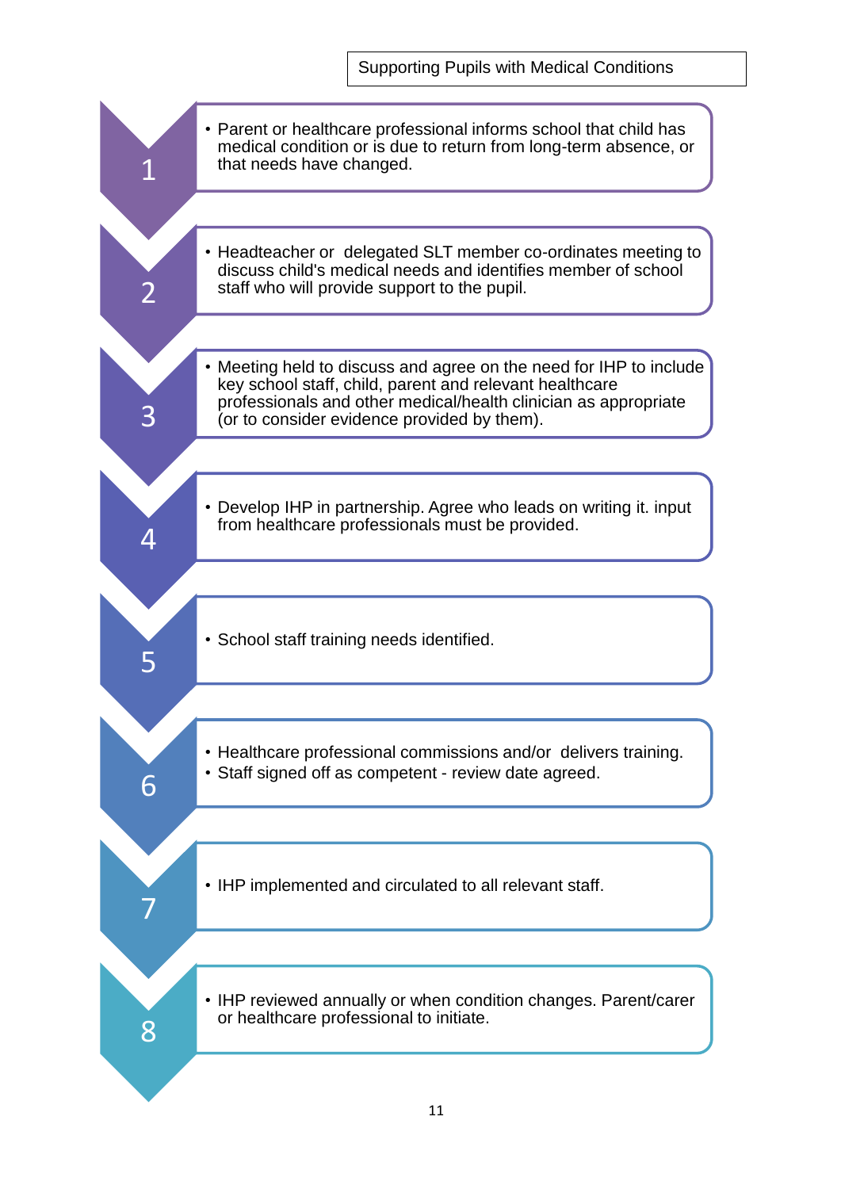## Supporting Pupils with Medical Conditions

1. 
   - Parent or healthcare professional informs school that child has medical condition or is due to return from long-term absence, or that needs have changed.

2. 
   - Headteacher or delegated SLT member co-ordinates meeting to discuss child's medical needs and identifies member of school staff who will provide support to the pupil.

3. 
   - Meeting held to discuss and agree on the need for IHP to include key school staff, child, parent and relevant healthcare professionals and other medical/health clinician as appropriate (or to consider evidence provided by them).

4. 
   - Develop IHP in partnership. Agree who leads on writing it. input from healthcare professionals must be provided.

5. 
   - School staff training needs identified.

6. 
   - Healthcare professional commissions and/or delivers training.
   - Staff signed off as competent - review date agreed.

7. 
   - IHP implemented and circulated to all relevant staff.

8. 
   - IHP reviewed annually or when condition changes. Parent/carer or healthcare professional to initiate.